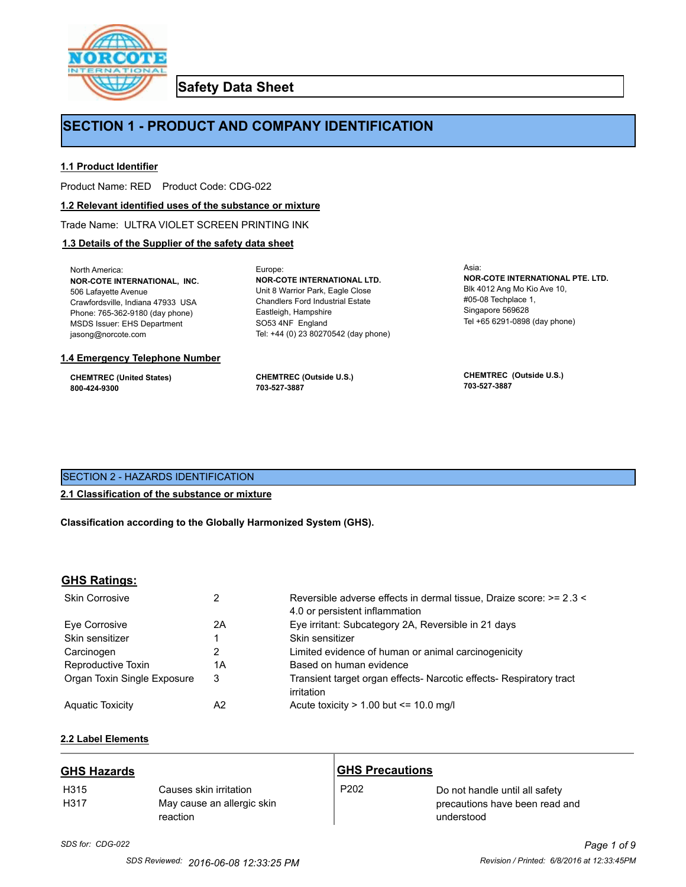# Safety Data Sheet

## SECTION 1 - PRODUCT AND COMPANY IDENTIFICATION

### 1.1 Product Identifier

Product Name: RED    Product Code: CDG-022

### 1.2 Relevant identified uses of the substance or mixture

Trade Name: ULTRA VIOLET SCREEN PRINTING INK

### 1.3 Details of the Supplier of the safety data sheet

North America:
**NOR-COTE INTERNATIONAL, INC.**
506 Lafayette Avenue
Crawfordsville, Indiana 47933 USA
Phone: 765-362-9180 (day phone)
MSDS Issuer: EHS Department
jasong@norcote.com

Europe:
**NOR-COTE INTERNATIONAL LTD.**
Unit 8 Warrior Park, Eagle Close
Chandlers Ford Industrial Estate
Eastleigh, Hampshire
SO53 4NF England
Tel: +44 (0) 23 80270542 (day phone)

Asia:
**NOR-COTE INTERNATIONAL PTE. LTD.**
Blk 4012 Ang Mo Kio Ave 10,
#05-08 Techplace 1,
Singapore 569628
Tel +65 6291-0898 (day phone)

### 1.4 Emergency Telephone Number

**CHEMTREC (United States)**
**800-424-9300**

**CHEMTREC (Outside U.S.)**
**703-527-3887**

**CHEMTREC (Outside U.S.)**
**703-527-3887**

## SECTION 2 - HAZARDS IDENTIFICATION

### 2.1 Classification of the substance or mixture

**Classification according to the Globally Harmonized System (GHS).**

### GHS Ratings:

| | | |
|---|---|---|
| Skin Corrosive | 2 | Reversible adverse effects in dermal tissue, Draize score: >= 2.3 < 4.0 or persistent inflammation |
| Eye Corrosive | 2A | Eye irritant: Subcategory 2A, Reversible in 21 days |
| Skin sensitizer | 1 | Skin sensitizer |
| Carcinogen | 2 | Limited evidence of human or animal carcinogenicity |
| Reproductive Toxin | 1A | Based on human evidence |
| Organ Toxin Single Exposure | 3 | Transient target organ effects- Narcotic effects- Respiratory tract irritation |
| Aquatic Toxicity | A2 | Acute toxicity > 1.00 but <= 10.0 mg/l |

### 2.2 Label Elements

**GHS Hazards**

| | |
|---|---|
| H315 | Causes skin irritation |
| H317 | May cause an allergic skin reaction |

**GHS Precautions**

| | |
|---|---|
| P202 | Do not handle until all safety precautions have been read and understood |

*SDS for: CDG-022*

SDS Reviewed: 2016-06-08 12:33:25 PM    Revision / Printed: 6/8/2016 at 12:33:45PM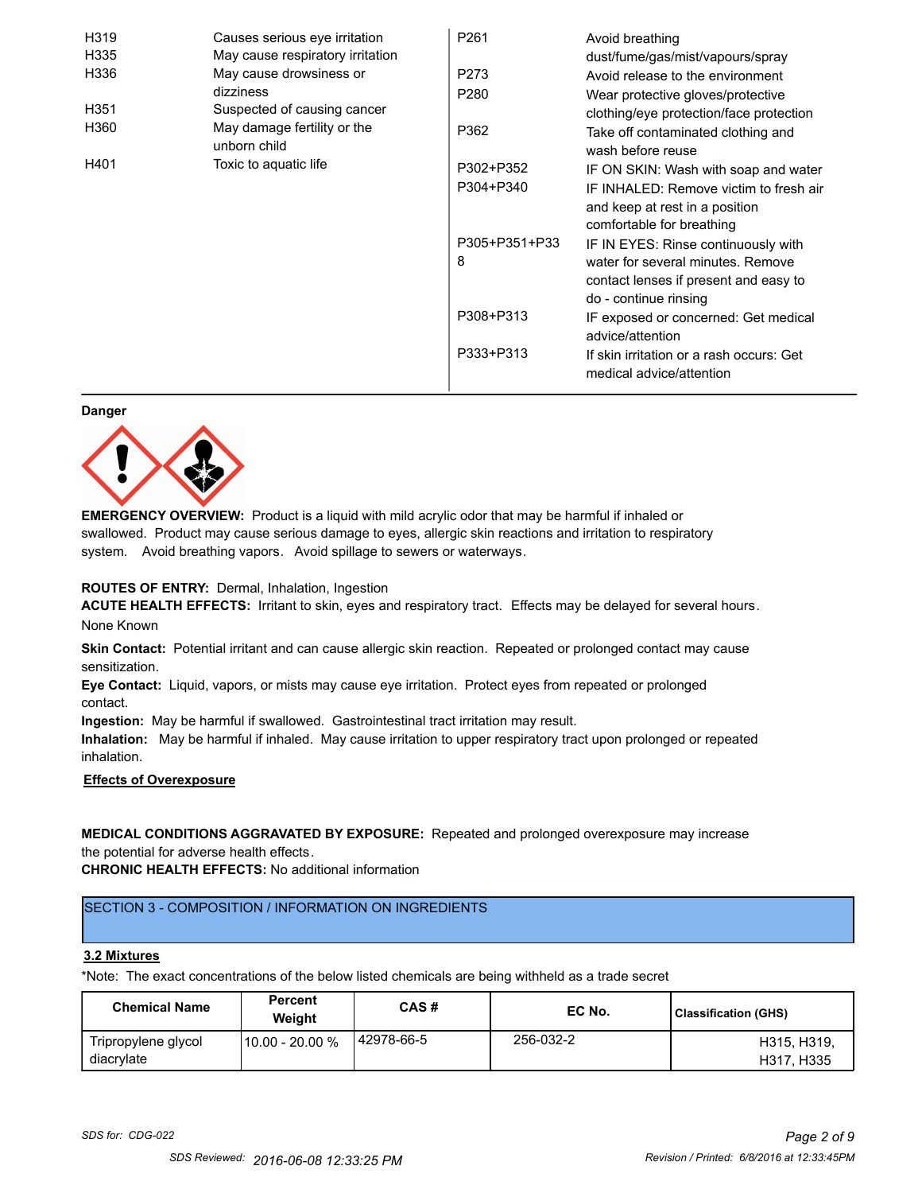| | | | |
|---|---|---|---|
| H319 | Causes serious eye irritation | P261 | Avoid breathing dust/fume/gas/mist/vapours/spray |
| H335 | May cause respiratory irritation | P273 | Avoid release to the environment |
| H336 | May cause drowsiness or dizziness | P280 | Wear protective gloves/protective clothing/eye protection/face protection |
| H351 | Suspected of causing cancer | P362 | Take off contaminated clothing and wash before reuse |
| H360 | May damage fertility or the unborn child | P302+P352 | IF ON SKIN: Wash with soap and water |
| H401 | Toxic to aquatic life | P304+P340 | IF INHALED: Remove victim to fresh air and keep at rest in a position comfortable for breathing |
| | | P305+P351+P338 | IF IN EYES: Rinse continuously with water for several minutes. Remove contact lenses if present and easy to do - continue rinsing |
| | | P308+P313 | IF exposed or concerned: Get medical advice/attention |
| | | P333+P313 | If skin irritation or a rash occurs: Get medical advice/attention |

**Danger**

**EMERGENCY OVERVIEW:** Product is a liquid with mild acrylic odor that may be harmful if inhaled or swallowed. Product may cause serious damage to eyes, allergic skin reactions and irritation to respiratory system. Avoid breathing vapors. Avoid spillage to sewers or waterways.

**ROUTES OF ENTRY:** Dermal, Inhalation, Ingestion

**ACUTE HEALTH EFFECTS:** Irritant to skin, eyes and respiratory tract. Effects may be delayed for several hours.

None Known

**Skin Contact:** Potential irritant and can cause allergic skin reaction. Repeated or prolonged contact may cause sensitization.

**Eye Contact:** Liquid, vapors, or mists may cause eye irritation. Protect eyes from repeated or prolonged contact.

**Ingestion:** May be harmful if swallowed. Gastrointestinal tract irritation may result.

**Inhalation:** May be harmful if inhaled. May cause irritation to upper respiratory tract upon prolonged or repeated inhalation.

**Effects of Overexposure**

**MEDICAL CONDITIONS AGGRAVATED BY EXPOSURE:** Repeated and prolonged overexposure may increase the potential for adverse health effects.

**CHRONIC HEALTH EFFECTS:** No additional information

## SECTION 3 - COMPOSITION / INFORMATION ON INGREDIENTS

**3.2 Mixtures**

*Note: The exact concentrations of the below listed chemicals are being withheld as a trade secret

| Chemical Name | Percent Weight | CAS # | EC No. | Classification (GHS) |
|---|---|---|---|---|
| Tripropylene glycol diacrylate | 10.00 - 20.00 % | 42978-66-5 | 256-032-2 | H315, H319, H317, H335 |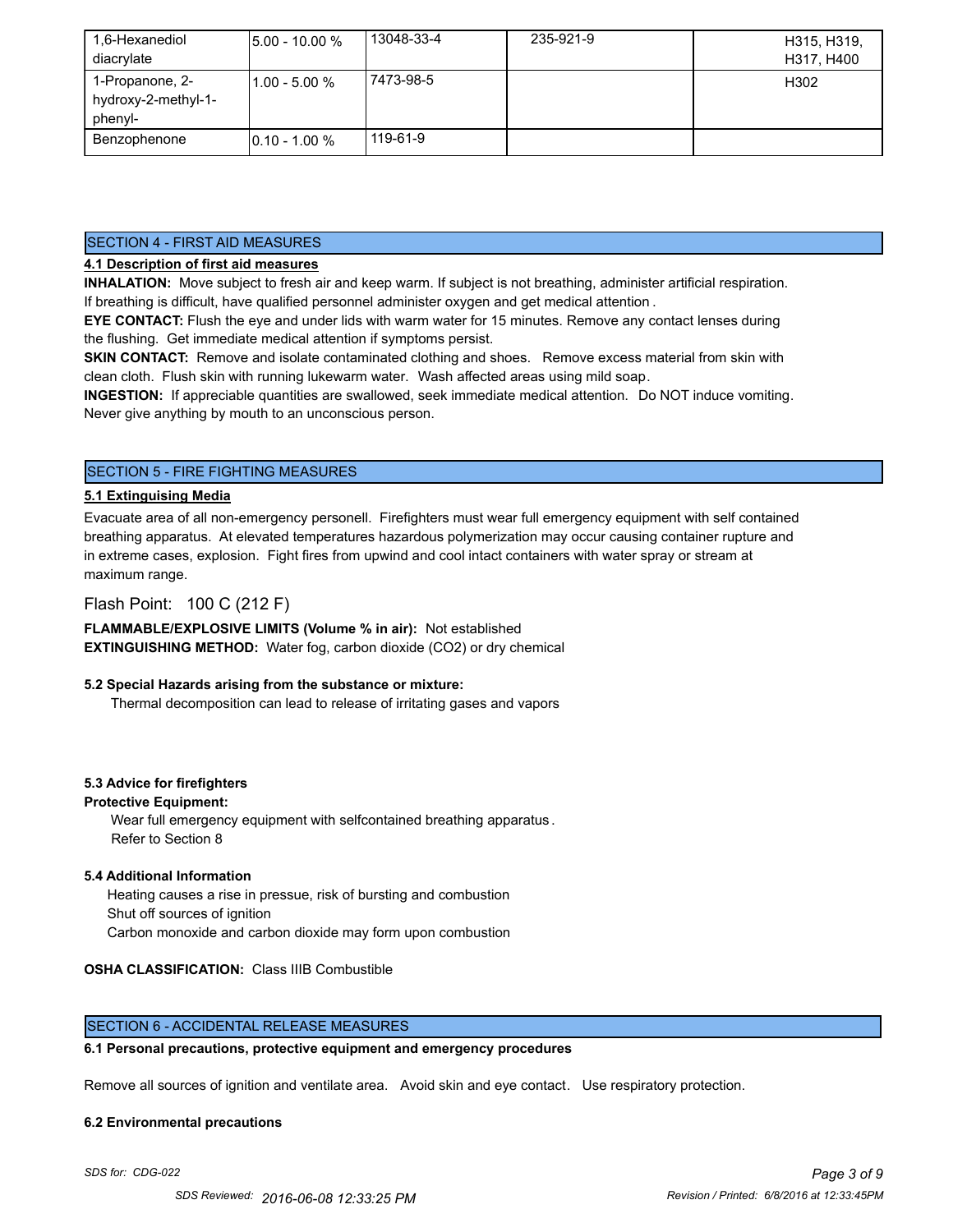| 1,6-Hexanediol diacrylate | 5.00 - 10.00 % | 13048-33-4 | 235-921-9 | H315, H319, H317, H400 |
|---|---|---|---|---|
| 1-Propanone, 2-hydroxy-2-methyl-1-phenyl- | 1.00 - 5.00 % | 7473-98-5 | | H302 |
| Benzophenone | 0.10 - 1.00 % | 119-61-9 | | |

## SECTION 4 - FIRST AID MEASURES

### 4.1 Description of first aid measures

**INHALATION:** Move subject to fresh air and keep warm. If subject is not breathing, administer artificial respiration. If breathing is difficult, have qualified personnel administer oxygen and get medical attention .

**EYE CONTACT:** Flush the eye and under lids with warm water for 15 minutes. Remove any contact lenses during the flushing. Get immediate medical attention if symptoms persist.

**SKIN CONTACT:** Remove and isolate contaminated clothing and shoes. Remove excess material from skin with clean cloth. Flush skin with running lukewarm water. Wash affected areas using mild soap.

**INGESTION:** If appreciable quantities are swallowed, seek immediate medical attention. Do NOT induce vomiting. Never give anything by mouth to an unconscious person.

## SECTION 5 - FIRE FIGHTING MEASURES

### 5.1 Extinguising Media

Evacuate area of all non-emergency personell. Firefighters must wear full emergency equipment with self contained breathing apparatus. At elevated temperatures hazardous polymerization may occur causing container rupture and in extreme cases, explosion. Fight fires from upwind and cool intact containers with water spray or stream at maximum range.

Flash Point: 100 C (212 F)

**FLAMMABLE/EXPLOSIVE LIMITS (Volume % in air):** Not established

**EXTINGUISHING METHOD:** Water fog, carbon dioxide ($CO_2$) or dry chemical

### 5.2 Special Hazards arising from the substance or mixture:

Thermal decomposition can lead to release of irritating gases and vapors

### 5.3 Advice for firefighters

**Protective Equipment:**

Wear full emergency equipment with selfcontained breathing apparatus .
Refer to Section 8

### 5.4 Additional Information

Heating causes a rise in pressue, risk of bursting and combustion
Shut off sources of ignition
Carbon monoxide and carbon dioxide may form upon combustion

**OSHA CLASSIFICATION:** Class IIIB Combustible

## SECTION 6 - ACCIDENTAL RELEASE MEASURES

### 6.1 Personal precautions, protective equipment and emergency procedures

Remove all sources of ignition and ventilate area. Avoid skin and eye contact. Use respiratory protection.

### 6.2 Environmental precautions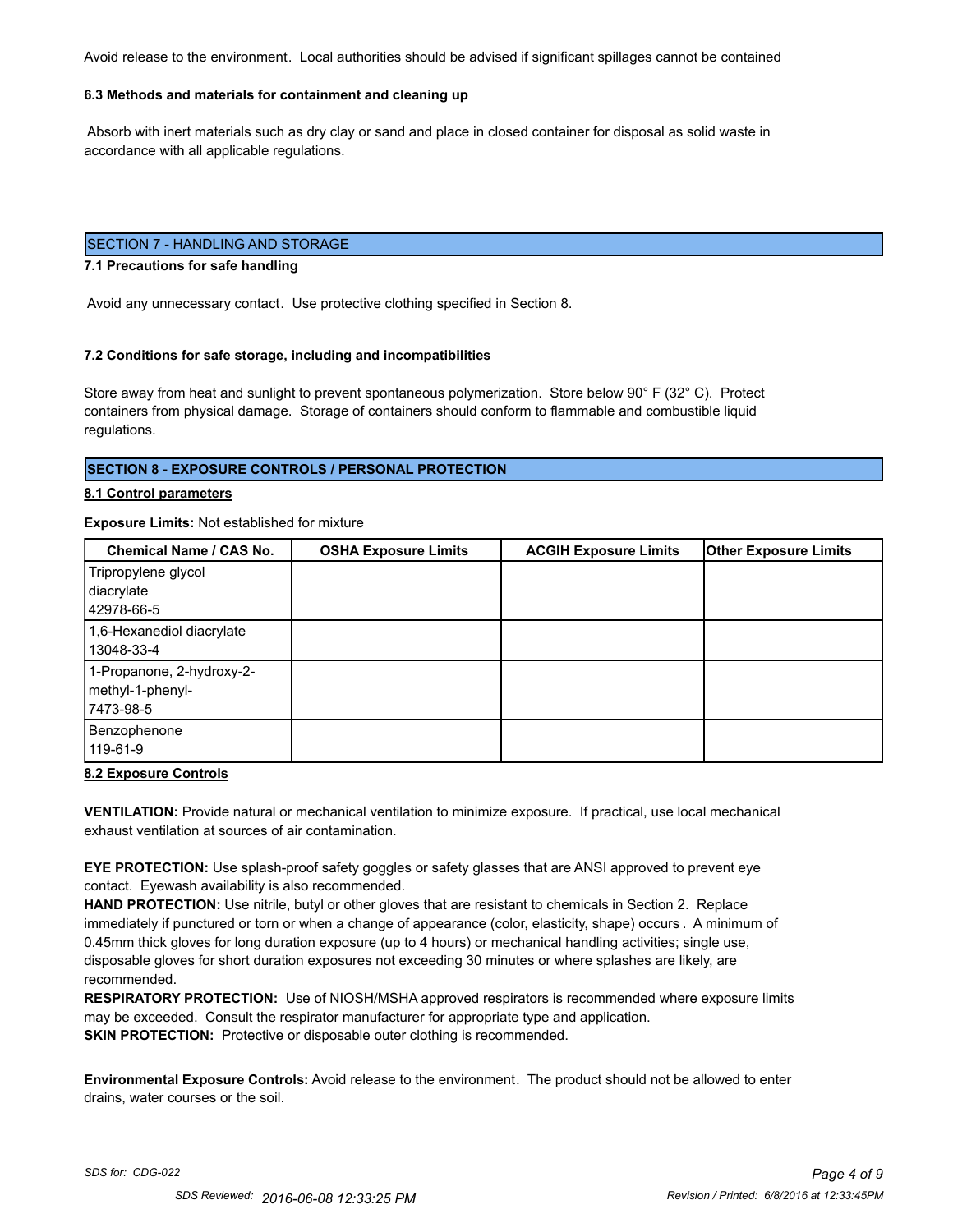Avoid release to the environment. Local authorities should be advised if significant spillages cannot be contained

**6.3 Methods and materials for containment and cleaning up**

Absorb with inert materials such as dry clay or sand and place in closed container for disposal as solid waste in accordance with all applicable regulations.

## SECTION 7 - HANDLING AND STORAGE

**7.1 Precautions for safe handling**

Avoid any unnecessary contact. Use protective clothing specified in Section 8.

**7.2 Conditions for safe storage, including and incompatibilities**

Store away from heat and sunlight to prevent spontaneous polymerization. Store below 90° F (32° C). Protect containers from physical damage. Storage of containers should conform to flammable and combustible liquid regulations.

## SECTION 8 - EXPOSURE CONTROLS / PERSONAL PROTECTION

**8.1 Control parameters**

**Exposure Limits:** Not established for mixture

| Chemical Name / CAS No. | OSHA Exposure Limits | ACGIH Exposure Limits | Other Exposure Limits |
|---|---|---|---|
| Tripropylene glycol diacrylate 42978-66-5 | | | |
| 1,6-Hexanediol diacrylate 13048-33-4 | | | |
| 1-Propanone, 2-hydroxy-2-methyl-1-phenyl- 7473-98-5 | | | |
| Benzophenone 119-61-9 | | | |

**8.2 Exposure Controls**

**VENTILATION:** Provide natural or mechanical ventilation to minimize exposure. If practical, use local mechanical exhaust ventilation at sources of air contamination.

**EYE PROTECTION:** Use splash-proof safety goggles or safety glasses that are ANSI approved to prevent eye contact. Eyewash availability is also recommended.

**HAND PROTECTION:** Use nitrile, butyl or other gloves that are resistant to chemicals in Section 2. Replace immediately if punctured or torn or when a change of appearance (color, elasticity, shape) occurs . A minimum of 0.45mm thick gloves for long duration exposure (up to 4 hours) or mechanical handling activities; single use, disposable gloves for short duration exposures not exceeding 30 minutes or where splashes are likely, are recommended.

**RESPIRATORY PROTECTION:** Use of NIOSH/MSHA approved respirators is recommended where exposure limits may be exceeded. Consult the respirator manufacturer for appropriate type and application.

**SKIN PROTECTION:** Protective or disposable outer clothing is recommended.

**Environmental Exposure Controls:** Avoid release to the environment. The product should not be allowed to enter drains, water courses or the soil.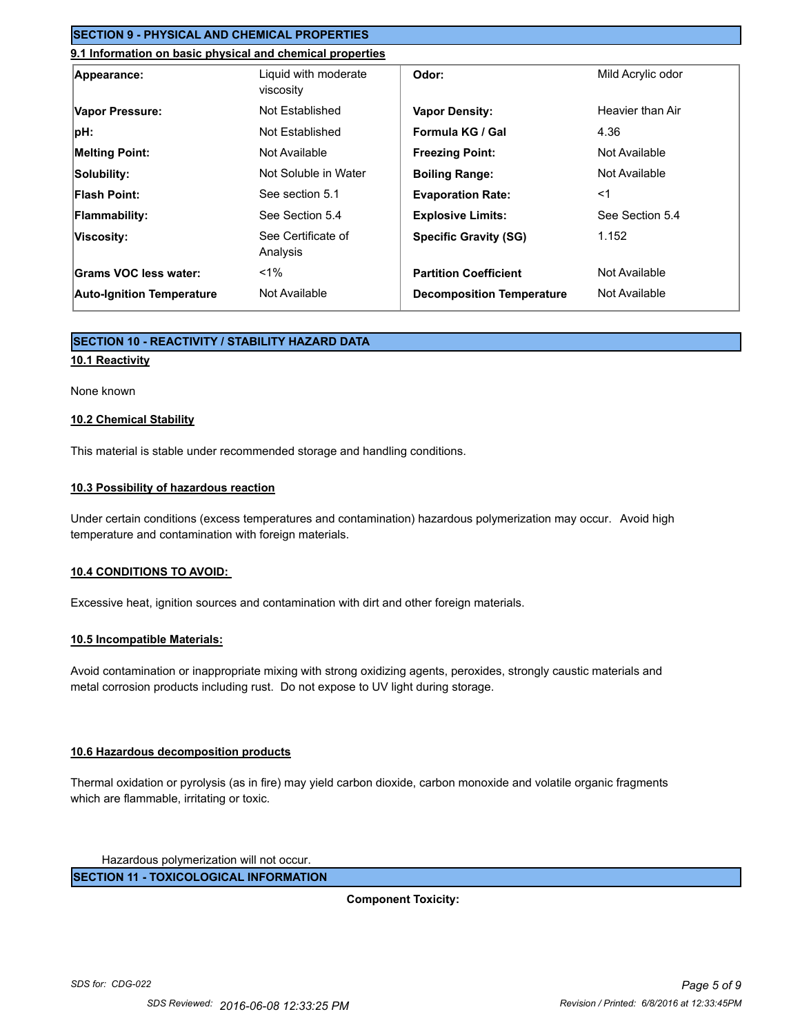## SECTION 9 - PHYSICAL AND CHEMICAL PROPERTIES

### 9.1 Information on basic physical and chemical properties

| | | | |
|---|---|---|---|
| **Appearance:** | Liquid with moderate viscosity | **Odor:** | Mild Acrylic odor |
| **Vapor Pressure:** | Not Established | **Vapor Density:** | Heavier than Air |
| **pH:** | Not Established | **Formula KG / Gal** | 4.36 |
| **Melting Point:** | Not Available | **Freezing Point:** | Not Available |
| **Solubility:** | Not Soluble in Water | **Boiling Range:** | Not Available |
| **Flash Point:** | See section 5.1 | **Evaporation Rate:** | <1 |
| **Flammability:** | See Section 5.4 | **Explosive Limits:** | See Section 5.4 |
| **Viscosity:** | See Certificate of Analysis | **Specific Gravity (SG)** | 1.152 |
| **Grams VOC less water:** | <1% | **Partition Coefficient** | Not Available |
| **Auto-Ignition Temperature** | Not Available | **Decomposition Temperature** | Not Available |

## SECTION 10 - REACTIVITY / STABILITY HAZARD DATA

### 10.1 Reactivity

None known

### 10.2 Chemical Stability

This material is stable under recommended storage and handling conditions.

### 10.3 Possibility of hazardous reaction

Under certain conditions (excess temperatures and contamination) hazardous polymerization may occur. Avoid high temperature and contamination with foreign materials.

### 10.4 CONDITIONS TO AVOID:

Excessive heat, ignition sources and contamination with dirt and other foreign materials.

### 10.5 Incompatible Materials:

Avoid contamination or inappropriate mixing with strong oxidizing agents, peroxides, strongly caustic materials and metal corrosion products including rust. Do not expose to UV light during storage.

### 10.6 Hazardous decomposition products

Thermal oxidation or pyrolysis (as in fire) may yield carbon dioxide, carbon monoxide and volatile organic fragments which are flammable, irritating or toxic.

Hazardous polymerization will not occur.

## SECTION 11 - TOXICOLOGICAL INFORMATION

**Component Toxicity:**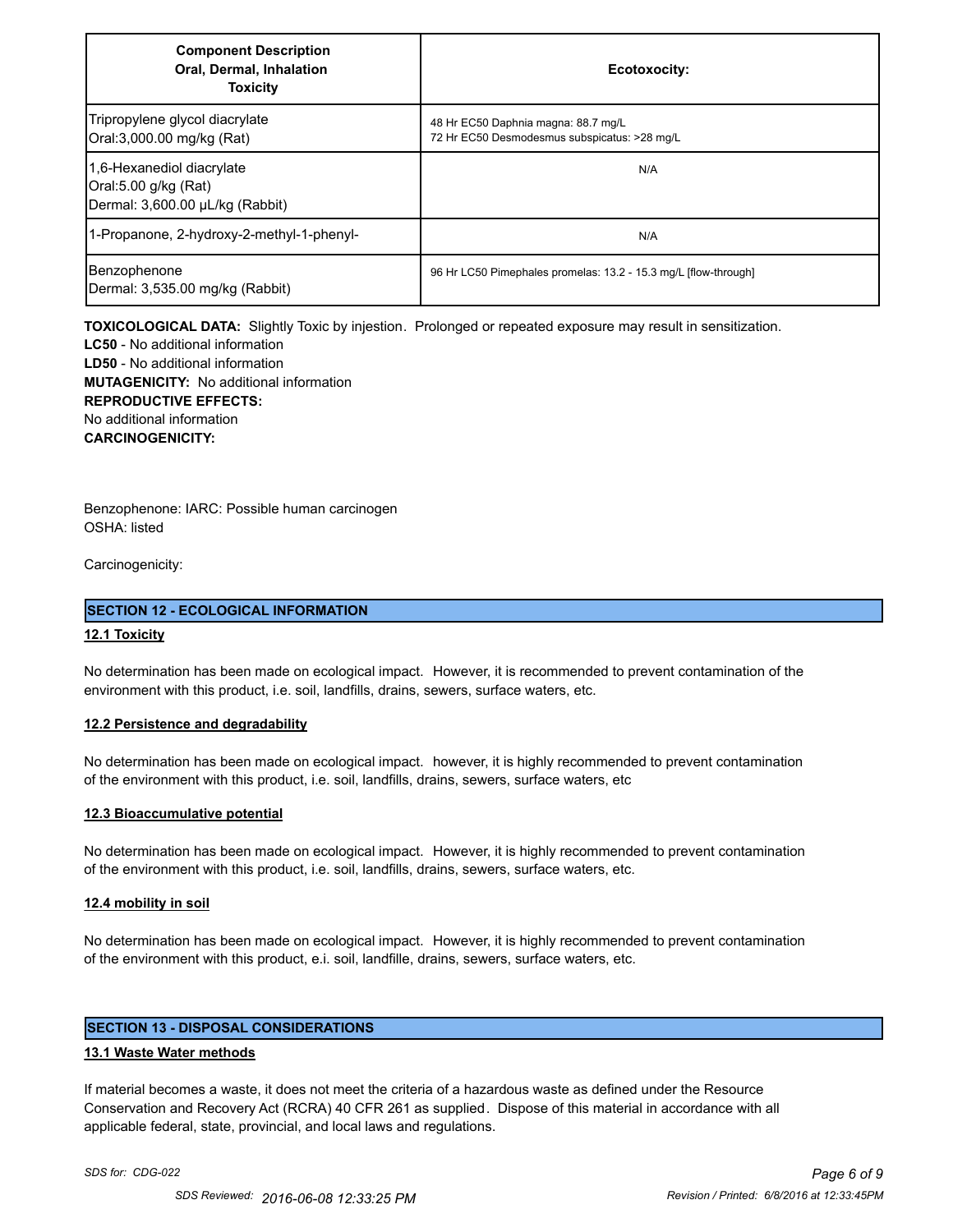| Component Description<br>Oral, Dermal, Inhalation<br>Toxicity | Ecotoxocity: |
|---|---|
| Tripropylene glycol diacrylate<br>Oral:3,000.00 mg/kg (Rat) | 48 Hr EC50 Daphnia magna: 88.7 mg/L<br>72 Hr EC50 Desmodesmus subspicatus: >28 mg/L |
| 1,6-Hexanediol diacrylate<br>Oral:5.00 g/kg (Rat)<br>Dermal: 3,600.00 µL/kg (Rabbit) | N/A |
| 1-Propanone, 2-hydroxy-2-methyl-1-phenyl- | N/A |
| Benzophenone<br>Dermal: 3,535.00 mg/kg (Rabbit) | 96 Hr LC50 Pimephales promelas: 13.2 - 15.3 mg/L [flow-through] |

**TOXICOLOGICAL DATA:** Slightly Toxic by injestion. Prolonged or repeated exposure may result in sensitization.
**LC50** - No additional information
**LD50** - No additional information
**MUTAGENICITY:** No additional information
**REPRODUCTIVE EFFECTS:**
No additional information
**CARCINOGENICITY:**

Benzophenone: IARC: Possible human carcinogen
OSHA: listed

Carcinogenicity:

## SECTION 12 - ECOLOGICAL INFORMATION

### 12.1 Toxicity

No determination has been made on ecological impact. However, it is recommended to prevent contamination of the environment with this product, i.e. soil, landfills, drains, sewers, surface waters, etc.

### 12.2 Persistence and degradability

No determination has been made on ecological impact. however, it is highly recommended to prevent contamination of the environment with this product, i.e. soil, landfills, drains, sewers, surface waters, etc

### 12.3 Bioaccumulative potential

No determination has been made on ecological impact. However, it is highly recommended to prevent contamination of the environment with this product, i.e. soil, landfills, drains, sewers, surface waters, etc.

### 12.4 mobility in soil

No determination has been made on ecological impact. However, it is highly recommended to prevent contamination of the environment with this product, e.i. soil, landfille, drains, sewers, surface waters, etc.

## SECTION 13 - DISPOSAL CONSIDERATIONS

### 13.1 Waste Water methods

If material becomes a waste, it does not meet the criteria of a hazardous waste as defined under the Resource Conservation and Recovery Act (RCRA) 40 CFR 261 as supplied. Dispose of this material in accordance with all applicable federal, state, provincial, and local laws and regulations.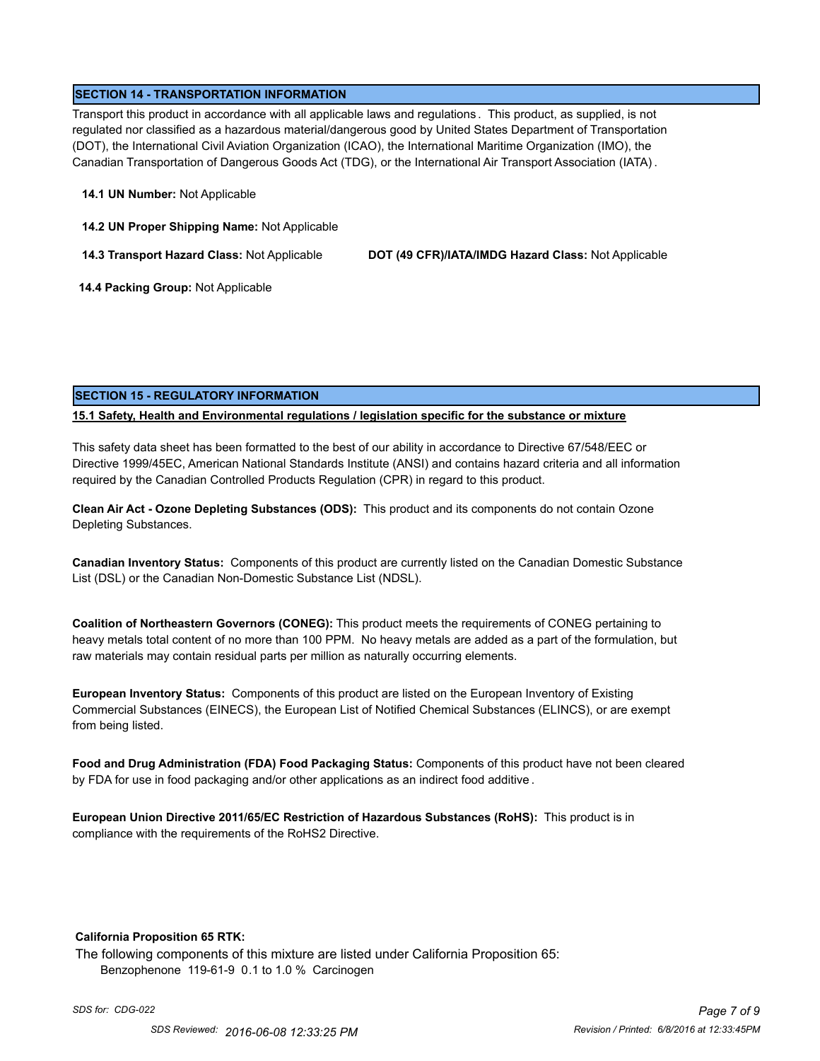## SECTION 14 - TRANSPORTATION INFORMATION

Transport this product in accordance with all applicable laws and regulations. This product, as supplied, is not regulated nor classified as a hazardous material/dangerous good by United States Department of Transportation (DOT), the International Civil Aviation Organization (ICAO), the International Maritime Organization (IMO), the Canadian Transportation of Dangerous Goods Act (TDG), or the International Air Transport Association (IATA).

**14.1 UN Number:** Not Applicable

**14.2 UN Proper Shipping Name:** Not Applicable

**14.3 Transport Hazard Class:** Not Applicable **DOT (49 CFR)/IATA/IMDG Hazard Class:** Not Applicable

**14.4 Packing Group:** Not Applicable

## SECTION 15 - REGULATORY INFORMATION

**15.1 Safety, Health and Environmental regulations / legislation specific for the substance or mixture**

This safety data sheet has been formatted to the best of our ability in accordance to Directive 67/548/EEC or Directive 1999/45EC, American National Standards Institute (ANSI) and contains hazard criteria and all information required by the Canadian Controlled Products Regulation (CPR) in regard to this product.

**Clean Air Act - Ozone Depleting Substances (ODS):** This product and its components do not contain Ozone Depleting Substances.

**Canadian Inventory Status:** Components of this product are currently listed on the Canadian Domestic Substance List (DSL) or the Canadian Non-Domestic Substance List (NDSL).

**Coalition of Northeastern Governors (CONEG):** This product meets the requirements of CONEG pertaining to heavy metals total content of no more than 100 PPM. No heavy metals are added as a part of the formulation, but raw materials may contain residual parts per million as naturally occurring elements.

**European Inventory Status:** Components of this product are listed on the European Inventory of Existing Commercial Substances (EINECS), the European List of Notified Chemical Substances (ELINCS), or are exempt from being listed.

**Food and Drug Administration (FDA) Food Packaging Status:** Components of this product have not been cleared by FDA for use in food packaging and/or other applications as an indirect food additive.

**European Union Directive 2011/65/EC Restriction of Hazardous Substances (RoHS):** This product is in compliance with the requirements of the RoHS2 Directive.

**California Proposition 65 RTK:**

The following components of this mixture are listed under California Proposition 65:

Benzophenone 119-61-9 0.1 to 1.0 % Carcinogen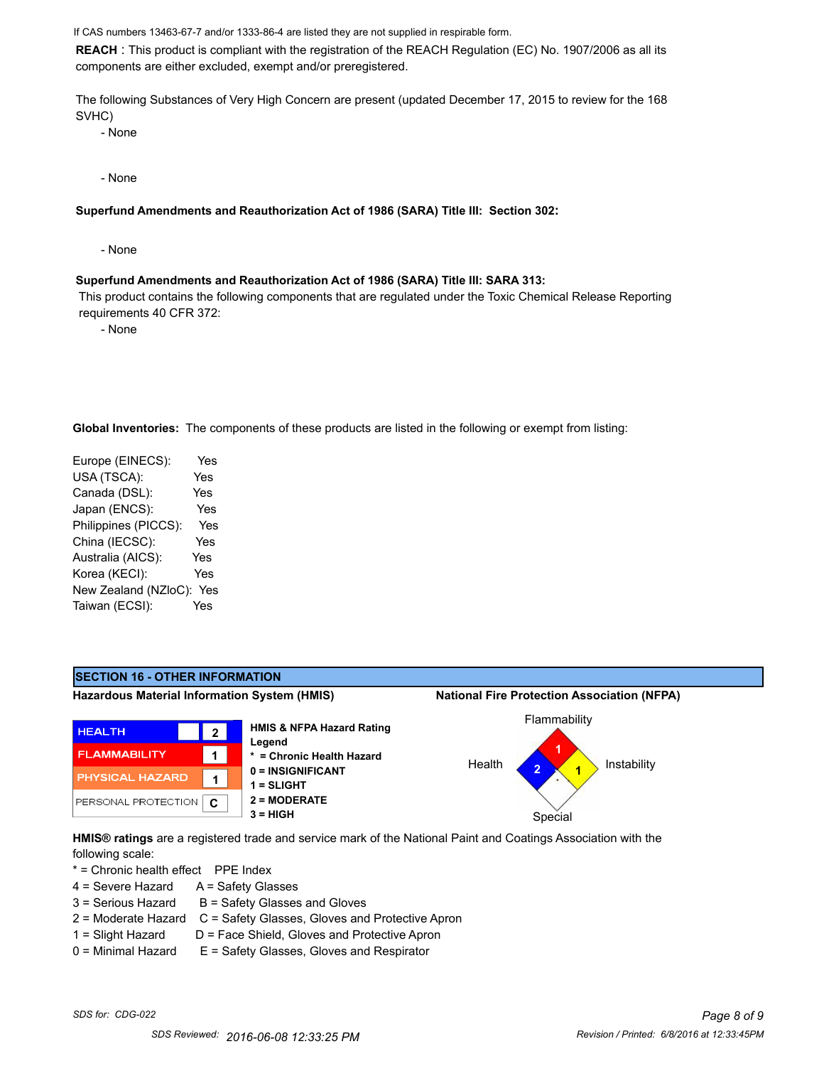If CAS numbers 13463-67-7 and/or 1333-86-4 are listed they are not supplied in respirable form.

**REACH** : This product is compliant with the registration of the REACH Regulation (EC) No. 1907/2006 as all its components are either excluded, exempt and/or preregistered.

The following Substances of Very High Concern are present (updated December 17, 2015 to review for the 168 SVHC)

- None

- None

**Superfund Amendments and Reauthorization Act of 1986 (SARA) Title III: Section 302:**

- None

**Superfund Amendments and Reauthorization Act of 1986 (SARA) Title III: SARA 313:**

This product contains the following components that are regulated under the Toxic Chemical Release Reporting requirements 40 CFR 372:

- None

**Global Inventories:** The components of these products are listed in the following or exempt from listing:

| | |
|---|---|
| Europe (EINECS): | Yes |
| USA (TSCA): | Yes |
| Canada (DSL): | Yes |
| Japan (ENCS): | Yes |
| Philippines (PICCS): | Yes |
| China (IECSC): | Yes |
| Australia (AICS): | Yes |
| Korea (KECI): | Yes |
| New Zealand (NZloC): | Yes |
| Taiwan (ECSI): | Yes |

## SECTION 16 - OTHER INFORMATION

**Hazardous Material Information System (HMIS)**

| | |
|---|---|
| HEALTH | 2 |
| FLAMMABILITY | 1 |
| PHYSICAL HAZARD | 1 |
| PERSONAL PROTECTION | C |

**HMIS & NFPA Hazard Rating Legend**
**\* = Chronic Health Hazard**
**0 = INSIGNIFICANT**
**1 = SLIGHT**
**2 = MODERATE**
**3 = HIGH**

**National Fire Protection Association (NFPA)**

Flammability: 1
Health: 2
Instability: 1
Special:

**HMIS® ratings** are a registered trade and service mark of the National Paint and Coatings Association with the following scale:

| | |
|---|---|
| * = Chronic health effect | PPE Index |
| 4 = Severe Hazard | A = Safety Glasses |
| 3 = Serious Hazard | B = Safety Glasses and Gloves |
| 2 = Moderate Hazard | C = Safety Glasses, Gloves and Protective Apron |
| 1 = Slight Hazard | D = Face Shield, Gloves and Protective Apron |
| 0 = Minimal Hazard | E = Safety Glasses, Gloves and Respirator |

*SDS for: CDG-022*

*SDS Reviewed: 2016-06-08 12:33:25 PM*

*Revision / Printed: 6/8/2016 at 12:33:45PM*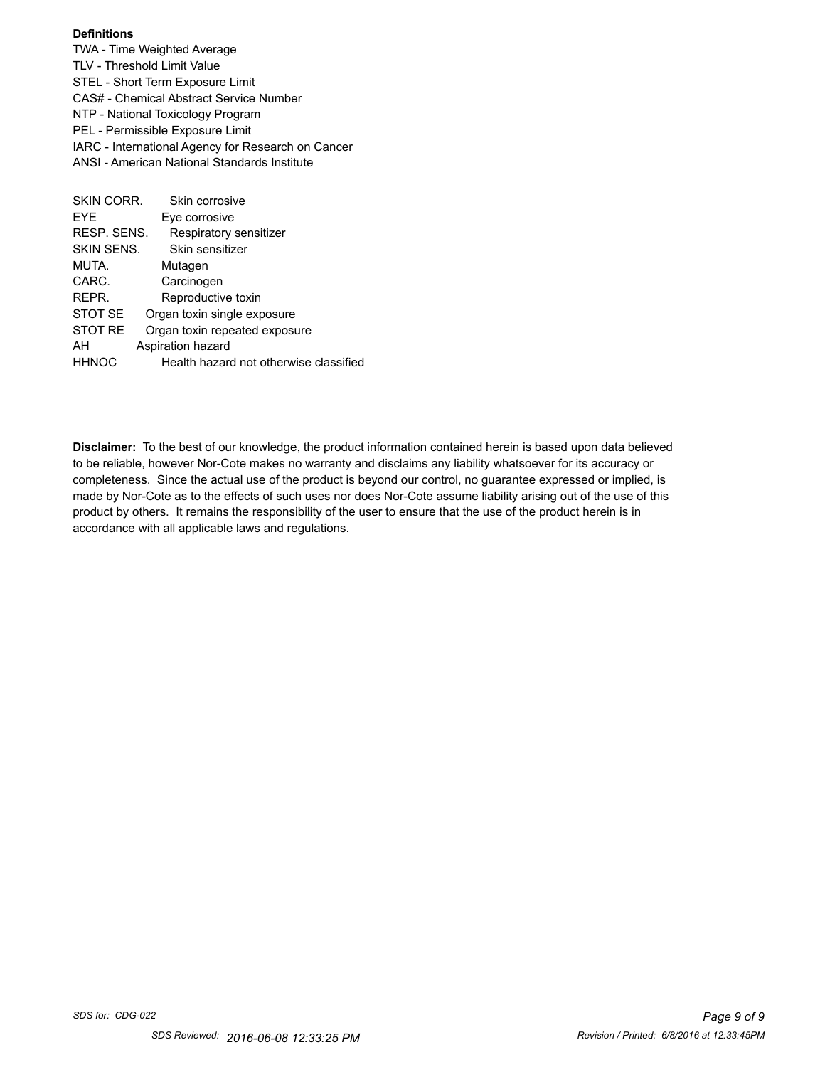**Definitions**

TWA - Time Weighted Average
TLV - Threshold Limit Value
STEL - Short Term Exposure Limit
CAS# - Chemical Abstract Service Number
NTP - National Toxicology Program
PEL - Permissible Exposure Limit
IARC - International Agency for Research on Cancer
ANSI - American National Standards Institute

| | |
|---|---|
| SKIN CORR. | Skin corrosive |
| EYE | Eye corrosive |
| RESP. SENS. | Respiratory sensitizer |
| SKIN SENS. | Skin sensitizer |
| MUTA. | Mutagen |
| CARC. | Carcinogen |
| REPR. | Reproductive toxin |
| STOT SE | Organ toxin single exposure |
| STOT RE | Organ toxin repeated exposure |
| AH | Aspiration hazard |
| HHNOC | Health hazard not otherwise classified |

**Disclaimer:** To the best of our knowledge, the product information contained herein is based upon data believed to be reliable, however Nor-Cote makes no warranty and disclaims any liability whatsoever for its accuracy or completeness. Since the actual use of the product is beyond our control, no guarantee expressed or implied, is made by Nor-Cote as to the effects of such uses nor does Nor-Cote assume liability arising out of the use of this product by others. It remains the responsibility of the user to ensure that the use of the product herein is in accordance with all applicable laws and regulations.